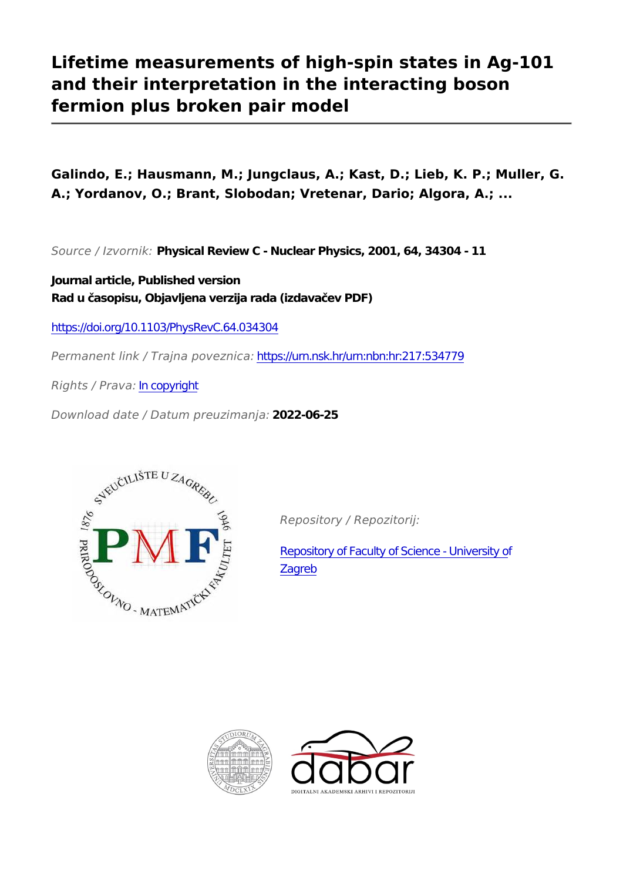# Lifetime measurements of high-spin states in Ag-101 and their interpretation in the interacting boson fermion plus broken pair model

**Galindo, E.; Hausmann, M.; Jungclaus, A.; Kast, D.; Lieb, K. P.; Muller, G. A.; Yordanov, O.; Brant, Slobodan; Vretenar, Dario; Algora, A.; ...**

*Source / Izvornik:* **Physical Review C - Nuclear Physics, 2001, 64, 34304 - 11**

**Journal article, Published version**
**Rad u časopisu, Objavljena verzija rada (izdavačev PDF)**

https://doi.org/10.1103/PhysRevC.64.034304

*Permanent link / Trajna poveznica:* https://urn.nsk.hr/urn:nbn:hr:217:534779

*Rights / Prava:* In copyright

*Download date / Datum preuzimanja:* **2022-06-25**

*Repository / Repozitorij:*

Repository of Faculty of Science - University of Zagreb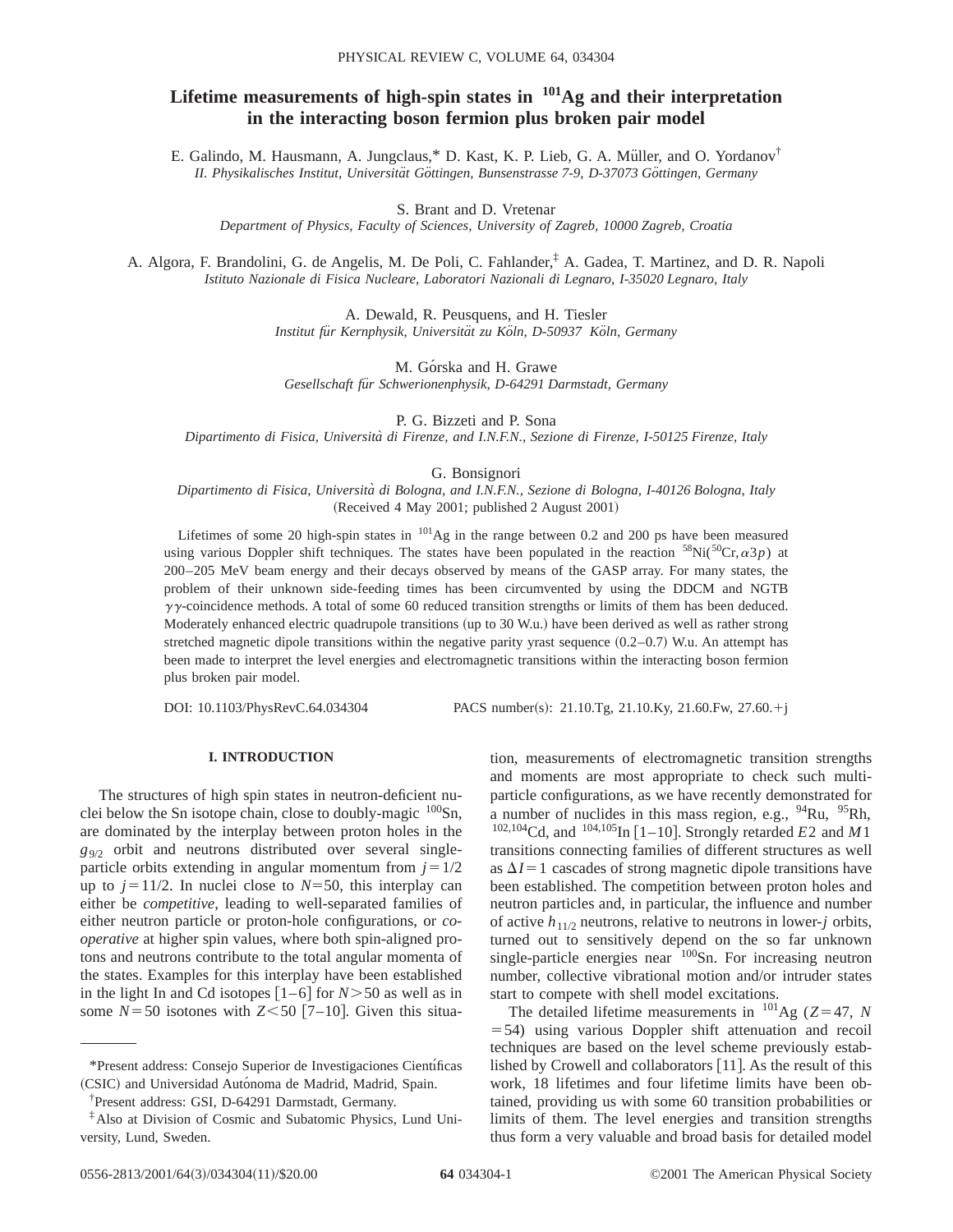# Lifetime measurements of high-spin states in $^{101}$Ag and their interpretation in the interacting boson fermion plus broken pair model

E. Galindo, M. Hausmann, A. Jungclaus,* D. Kast, K. P. Lieb, G. A. Müller, and O. Yordanov†
*II. Physikalisches Institut, Universität Göttingen, Bunsenstrasse 7-9, D-37073 Göttingen, Germany*

S. Brant and D. Vretenar
*Department of Physics, Faculty of Sciences, University of Zagreb, 10000 Zagreb, Croatia*

A. Algora, F. Brandolini, G. de Angelis, M. De Poli, C. Fahlander,‡ A. Gadea, T. Martinez, and D. R. Napoli
*Istituto Nazionale de Fisica Nucleare, Laboratori Nazionali di Legnaro, I-35020 Legnaro, Italy*

A. Dewald, R. Peusquens, and H. Tiesler
*Institut für Kernphysik, Universität zu Köln, D-50937 Köln, Germany*

M. Górska and H. Grawe
*Gesellschaft für Schwerionenphysik, D-64291 Darmstadt, Germany*

P. G. Bizzeti and P. Sona
*Dipartimento di Fisica, Università di Firenze, and I.N.F.N., Sezione di Firenze, I-50125 Firenze, Italy*

G. Bonsignori
*Dipartimento di Fisica, Università di Bologna, and I.N.F.N., Sezione di Bologna, I-40126 Bologna, Italy*
(Received 4 May 2001; published 2 August 2001)

Lifetimes of some 20 high-spin states in $^{101}$Ag in the range between 0.2 and 200 ps have been measured using various Doppler shift techniques. The states have been populated in the reaction $^{58}$Ni($^{50}$Cr,$\alpha 3p$) at 200–205 MeV beam energy and their decays observed by means of the GASP array. For many states, the problem of their unknown side-feeding times has been circumvented by using the DDCM and NGTB $\gamma\gamma$-coincidence methods. A total of some 60 reduced transition strengths or limits of them has been deduced. Moderately enhanced electric quadrupole transitions (up to 30 W.u.) have been derived as well as rather strong stretched magnetic dipole transitions within the negative parity yrast sequence (0.2–0.7) W.u. An attempt has been made to interpret the level energies and electromagnetic transitions within the interacting boson fermion plus broken pair model.

DOI: 10.1103/PhysRevC.64.034304 PACS number(s): 21.10.Tg, 21.10.Ky, 21.60.Fw, 27.60.+j

## I. INTRODUCTION

The structures of high spin states in neutron-deficient nuclei below the Sn isotope chain, close to doubly-magic $^{100}$Sn, are dominated by the interplay between proton holes in the $g_{9/2}$ orbit and neutrons distributed over several single-particle orbits extending in angular momentum from $j=1/2$ up to $j=11/2$. In nuclei close to $N=50$, this interplay can either be *competitive*, leading to well-separated families of either neutron particle or proton-hole configurations, or *cooperative* at higher spin values, where both spin-aligned protons and neutrons contribute to the total angular momenta of the states. Examples for this interplay have been established in the light In and Cd isotopes [1–6] for $N>50$ as well as in some $N=50$ isotones with $Z<50$ [7–10]. Given this situation, measurements of electromagnetic transition strengths and moments are most appropriate to check such multi-particle configurations, as we have recently demonstrated for a number of nuclides in this mass region, e.g., $^{94}$Ru, $^{95}$Rh, $^{102,104}$Cd, and $^{104,105}$In [1–10]. Strongly retarded $E2$ and $M1$ transitions connecting families of different structures as well as $\Delta I=1$ cascades of strong magnetic dipole transitions have been established. The competition between proton holes and neutron particles and, in particular, the influence and number of active $h_{11/2}$ neutrons, relative to neutrons in lower-$j$ orbits, turned out to sensitively depend on the so far unknown single-particle energies near $^{100}$Sn. For increasing neutron number, collective vibrational motion and/or intruder states start to compete with shell model excitations.

The detailed lifetime measurements in $^{101}$Ag ($Z=47$, $N=54$) using various Doppler shift attenuation and recoil techniques are based on the level scheme previously established by Crowell and collaborators [11]. As the result of this work, 18 lifetimes and four lifetime limits have been obtained, providing us with some 60 transition probabilities or limits of them. The level energies and transition strengths thus form a very valuable and broad basis for detailed model

---

*Present address: Consejo Superior de Investigaciones Científicas (CSIC) and Universidad Autónoma de Madrid, Madrid, Spain.

†Present address: GSI, D-64291 Darmstadt, Germany.

‡Also at Division of Cosmic and Subatomic Physics, Lund University, Lund, Sweden.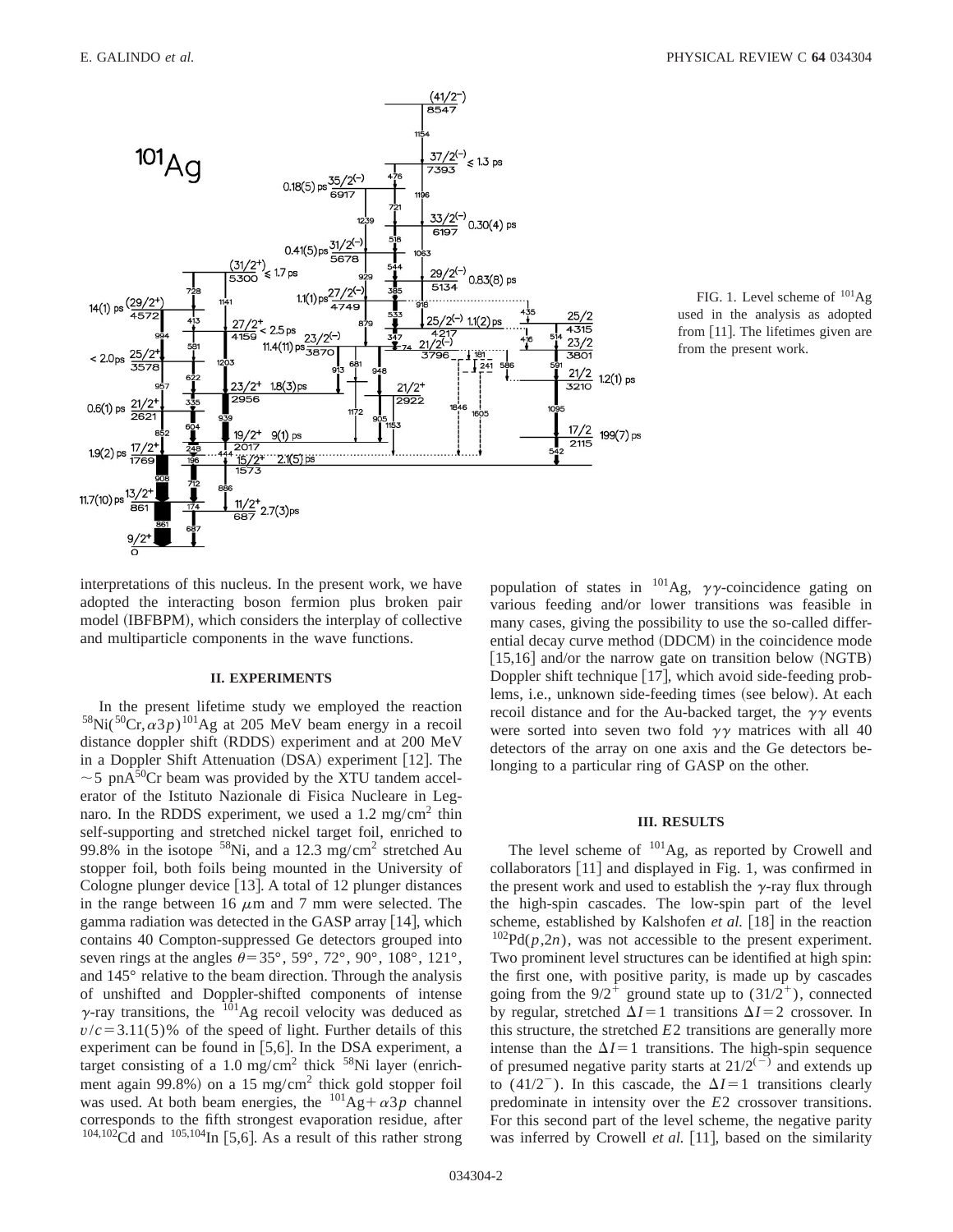FIG. 1. Level scheme of $^{101}$Ag used in the analysis as adopted from [11]. The lifetimes given are from the present work.

interpretations of this nucleus. In the present work, we have adopted the interacting boson fermion plus broken pair model (IBFBPM), which considers the interplay of collective and multiparticle components in the wave functions.

## II. EXPERIMENTS

In the present lifetime study we employed the reaction $^{58}$Ni($^{50}$Cr,$\alpha 3p$)$^{101}$Ag at 205 MeV beam energy in a recoil distance doppler shift (RDDS) experiment and at 200 MeV in a Doppler Shift Attenuation (DSA) experiment [12]. The $\sim$5 pA$^{50}$Cr beam was provided by the XTU tandem accelerator of the Istituto Nazionale di Fisica Nucleare in Legnaro. In the RDDS experiment, we used a 1.2 mg/cm$^2$ thin self-supporting and stretched nickel target foil, enriched to 99.8% in the isotope $^{58}$Ni, and a 12.3 mg/cm$^2$ stretched Au stopper foil, both foils being mounted in the University of Cologne plunger device [13]. A total of 12 plunger distances in the range between 16 $\mu$m and 7 mm were selected. The gamma radiation was detected in the GASP array [14], which contains 40 Compton-suppressed Ge detectors grouped into seven rings at the angles $\theta$=35°, 59°, 72°, 90°, 108°, 121°, and 145° relative to the beam direction. Through the analysis of unshifted and Doppler-shifted components of intense $\gamma$-ray transitions, the $^{101}$Ag recoil velocity was deduced as $v/c$=3.11(5)% of the speed of light. Further details of this experiment can be found in [5,6]. In the DSA experiment, a target consisting of a 1.0 mg/cm$^2$ thick $^{58}$Ni layer (enrichment again 99.8%) on a 15 mg/cm$^2$ thick gold stopper foil was used. At both beam energies, the $^{101}$Ag+$\alpha 3p$ channel corresponds to the fifth strongest evaporation residue, after $^{104,102}$Cd and $^{105,104}$In [5,6]. As a result of this rather strong population of states in $^{101}$Ag, $\gamma\gamma$-coincidence gating on various feeding and/or lower transitions was feasible in many cases, giving the possibility to use the so-called differential decay curve method (DDCM) in the coincidence mode [15,16] and/or the narrow gate on transition below (NGTB) Doppler shift technique [17], which avoid side-feeding problems, i.e., unknown side-feeding times (see below). At each recoil distance and for the Au-backed target, the $\gamma\gamma$ events were sorted into seven two fold $\gamma\gamma$ matrices with all 40 detectors of the array on one axis and the Ge detectors belonging to a particular ring of GASP on the other.

## III. RESULTS

The level scheme of $^{101}$Ag, as reported by Crowell and collaborators [11] and displayed in Fig. 1, was confirmed in the present work and used to establish the $\gamma$-ray flux through the high-spin cascades. The low-spin part of the level scheme, established by Kalshofen *et al.* [18] in the reaction $^{102}$Pd($p$,2$n$), was not accessible to the present experiment. Two prominent level structures can be identified at high spin: the first one, with positive parity, is made up by cascades going from the $9/2^+$ ground state up to $(31/2^+)$, connected by regular, stretched $\Delta I=1$ transitions $\Delta I=2$ crossover. In this structure, the stretched $E2$ transitions are generally more intense than the $\Delta I=1$ transitions. The high-spin sequence of presumed negative parity starts at $21/2^{(-)}$ and extends up to $(41/2^-)$. In this cascade, the $\Delta I=1$ transitions clearly predominate in intensity over the $E2$ crossover transitions. For this second part of the level scheme, the negative parity was inferred by Crowell *et al.* [11], based on the similarity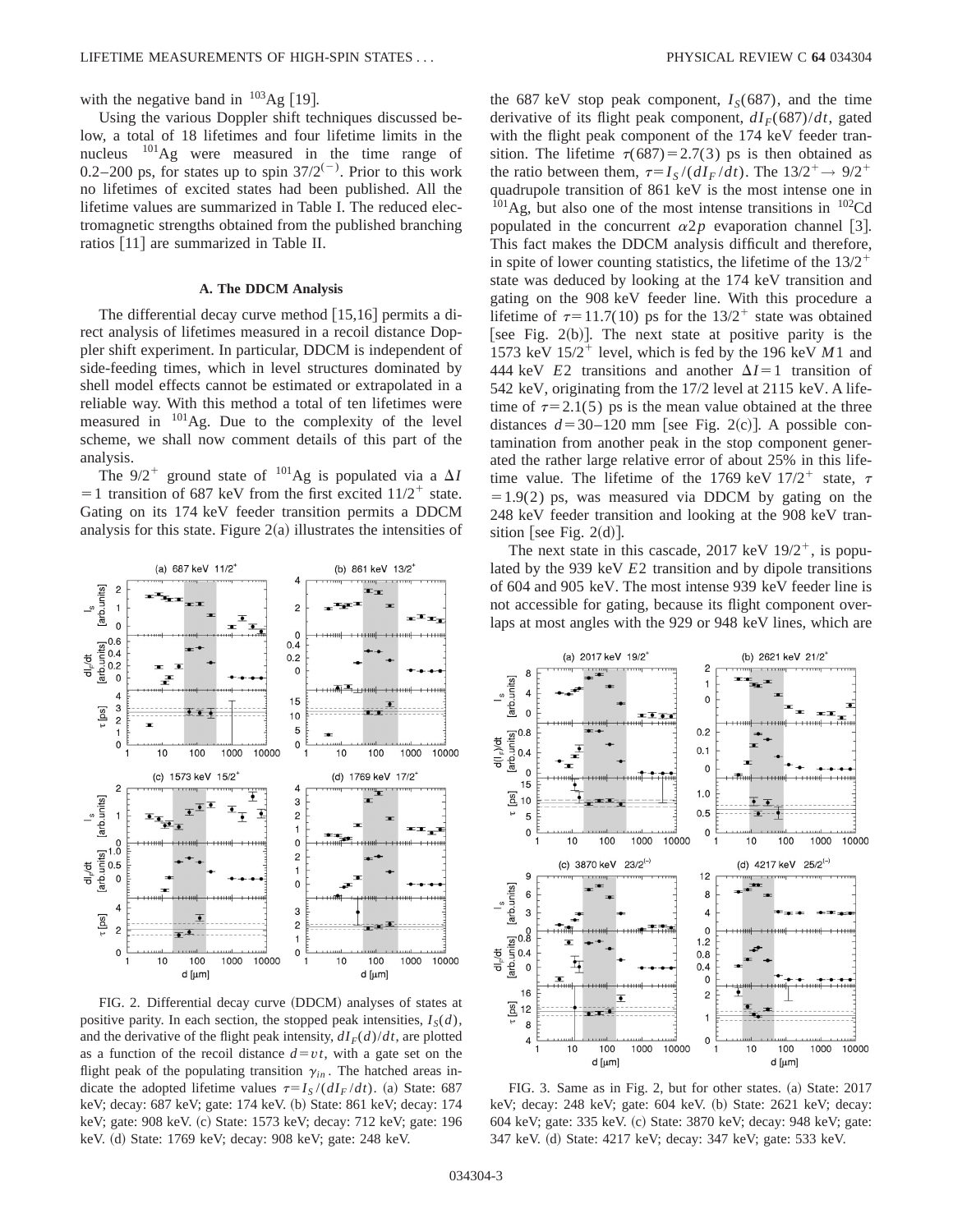with the negative band in $^{103}$Ag [19].

Using the various Doppler shift techniques discussed below, a total of 18 lifetimes and four lifetime limits in the nucleus $^{101}$Ag were measured in the time range of 0.2–200 ps, for states up to spin $37/2^{(-)}$. Prior to this work no lifetimes of excited states had been published. All the lifetime values are summarized in Table I. The reduced electromagnetic strengths obtained from the published branching ratios [11] are summarized in Table II.

### A. The DDCM Analysis

The differential decay curve method [15,16] permits a direct analysis of lifetimes measured in a recoil distance Doppler shift experiment. In particular, DDCM is independent of side-feeding times, which in level structures dominated by shell model effects cannot be estimated or extrapolated in a reliable way. With this method a total of ten lifetimes were measured in $^{101}$Ag. Due to the complexity of the level scheme, we shall now comment details of this part of the analysis.

The $9/2^+$ ground state of $^{101}$Ag is populated via a $\Delta I = 1$ transition of 687 keV from the first excited $11/2^+$ state. Gating on its 174 keV feeder transition permits a DDCM analysis for this state. Figure 2(a) illustrates the intensities of the 687 keV stop peak component, $I_S(687)$, and the time derivative of its flight peak component, $dI_F(687)/dt$, gated with the flight peak component of the 174 keV feeder transition. The lifetime $\tau(687) = 2.7(3)$ ps is then obtained as the ratio between them, $\tau = I_S/(dI_F/dt)$. The $13/2^+ \rightarrow 9/2^+$ quadrupole transition of 861 keV is the most intense one in $^{101}$Ag, but also one of the most intense transitions in $^{102}$Cd populated in the concurrent $\alpha 2p$ evaporation channel [3]. This fact makes the DDCM analysis difficult and therefore, in spite of lower counting statistics, the lifetime of the $13/2^+$ state was deduced by looking at the 174 keV transition and gating on the 908 keV feeder line. With this procedure a lifetime of $\tau = 11.7(10)$ ps for the $13/2^+$ state was obtained [see Fig. 2(b)]. The next state at positive parity is the 1573 keV $15/2^+$ level, which is fed by the 196 keV $M1$ and 444 keV $E2$ transitions and another $\Delta I = 1$ transition of 542 keV, originating from the 17/2 level at 2115 keV. A lifetime of $\tau = 2.1(5)$ ps is the mean value obtained at the three distances $d = 30$–$120$ mm [see Fig. 2(c)]. A possible contamination from another peak in the stop component generated the rather large relative error of about 25% in this lifetime value. The lifetime of the 1769 keV $17/2^+$ state, $\tau = 1.9(2)$ ps, was measured via DDCM by gating on the 248 keV feeder transition and looking at the 908 keV transition [see Fig. 2(d)].

FIG. 2. Differential decay curve (DDCM) analyses of states at positive parity. In each section, the stopped peak intensities, $I_S(d)$, and the derivative of the flight peak intensity, $dI_F(d)/dt$, are plotted as a function of the recoil distance $d = vt$, with a gate set on the flight peak of the populating transition $\gamma_{in}$. The hatched areas indicate the adopted lifetime values $\tau = I_S/(dI_F/dt)$. (a) State: 687 keV; decay: 687 keV; gate: 174 keV. (b) State: 861 keV; decay: 174 keV; gate: 908 keV. (c) State: 1573 keV; decay: 712 keV; gate: 196 keV. (d) State: 1769 keV; decay: 908 keV; gate: 248 keV.

The next state in this cascade, 2017 keV $19/2^+$, is populated by the 939 keV $E2$ transition and by dipole transitions of 604 and 905 keV. The most intense 939 keV feeder line is not accessible for gating, because its flight component overlaps at most angles with the 929 or 948 keV lines, which are

FIG. 3. Same as in Fig. 2, but for other states. (a) State: 2017 keV; decay: 248 keV; gate: 604 keV. (b) State: 2621 keV; decay: 604 keV; gate: 335 keV. (c) State: 3870 keV; decay: 948 keV; gate: 347 keV. (d) State: 4217 keV; decay: 347 keV; gate: 533 keV.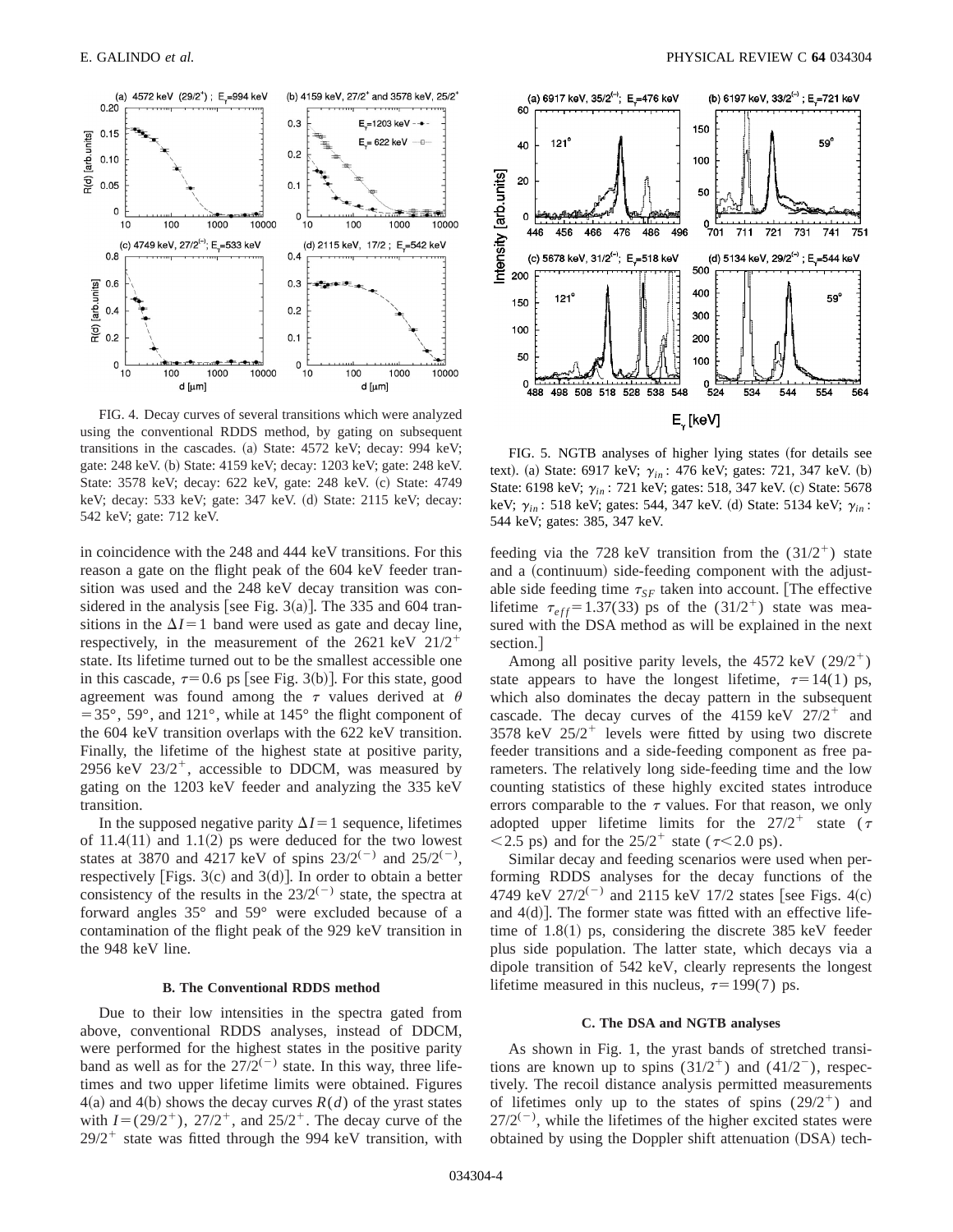FIG. 4. Decay curves of several transitions which were analyzed using the conventional RDDS method, by gating on subsequent transitions in the cascades. (a) State: 4572 keV; decay: 994 keV; gate: 248 keV. (b) State: 4159 keV; decay: 1203 keV; gate: 248 keV. State: 3578 keV; decay: 622 keV, gate: 248 keV. (c) State: 4749 keV; decay: 533 keV; gate: 347 keV. (d) State: 2115 keV; decay: 542 keV; gate: 712 keV.

in coincidence with the 248 and 444 keV transitions. For this reason a gate on the flight peak of the 604 keV feeder transition was used and the 248 keV decay transition was considered in the analysis [see Fig. 3(a)]. The 335 and 604 transitions in the $\Delta I = 1$ band were used as gate and decay line, respectively, in the measurement of the 2621 keV $21/2^+$ state. Its lifetime turned out to be the smallest accessible one in this cascade, $\tau = 0.6$ ps [see Fig. 3(b)]. For this state, good agreement was found among the $\tau$ values derived at $\theta = 35°$, 59°, and 121°, while at 145° the flight component of the 604 keV transition overlaps with the 622 keV transition. Finally, the lifetime of the highest state at positive parity, 2956 keV $23/2^+$, accessible to DDCM, was measured by gating on the 1203 keV feeder and analyzing the 335 keV transition.

In the supposed negative parity $\Delta I = 1$ sequence, lifetimes of 11.4(11) and 1.1(2) ps were deduced for the two lowest states at 3870 and 4217 keV of spins $23/2^{(-)}$ and $25/2^{(-)}$, respectively [Figs. 3(c) and 3(d)]. In order to obtain a better consistency of the results in the $23/2^{(-)}$ state, the spectra at forward angles 35° and 59° were excluded because of a contamination of the flight peak of the 929 keV transition in the 948 keV line.

### B. The Conventional RDDS method

Due to their low intensities in the spectra gated from above, conventional RDDS analyses, instead of DDCM, were performed for the highest states in the positive parity band as well as for the $27/2^{(-)}$ state. In this way, three lifetimes and two upper lifetime limits were obtained. Figures 4(a) and 4(b) shows the decay curves $R(d)$ of the yrast states with $I = (29/2^+)$, $27/2^+$, and $25/2^+$. The decay curve of the $29/2^+$ state was fitted through the 994 keV transition, with

FIG. 5. NGTB analyses of higher lying states (for details see text). (a) State: 6917 keV; $\gamma_{in}$: 476 keV; gates: 721, 347 keV. (b) State: 6198 keV; $\gamma_{in}$: 721 keV; gates: 518, 347 keV. (c) State: 5678 keV; $\gamma_{in}$: 518 keV; gates: 544, 347 keV. (d) State: 5134 keV; $\gamma_{in}$: 544 keV; gates: 385, 347 keV.

feeding via the 728 keV transition from the $(31/2^+)$ state and a (continuum) side-feeding component with the adjustable side feeding time $\tau_{SF}$ taken into account. [The effective lifetime $\tau_{eff} = 1.37(33)$ ps of the $(31/2^+)$ state was measured with the DSA method as will be explained in the next section.]

Among all positive parity levels, the 4572 keV $(29/2^+)$ state appears to have the longest lifetime, $\tau = 14(1)$ ps, which also dominates the decay pattern in the subsequent cascade. The decay curves of the 4159 keV $27/2^+$ and 3578 keV $25/2^+$ levels were fitted by using two discrete feeder transitions and a side-feeding component as free parameters. The relatively long side-feeding time and the low counting statistics of these highly excited states introduce errors comparable to the $\tau$ values. For that reason, we only adopted upper lifetime limits for the $27/2^+$ state ($\tau < 2.5$ ps) and for the $25/2^+$ state ($\tau < 2.0$ ps).

Similar decay and feeding scenarios were used when performing RDDS analyses for the decay functions of the 4749 keV $27/2^{(-)}$ and 2115 keV 17/2 states [see Figs. 4(c) and 4(d)]. The former state was fitted with an effective lifetime of 1.8(1) ps, considering the discrete 385 keV feeder plus side population. The latter state, which decays via a dipole transition of 542 keV, clearly represents the longest lifetime measured in this nucleus, $\tau = 199(7)$ ps.

### C. The DSA and NGTB analyses

As shown in Fig. 1, the yrast bands of stretched transitions are known up to spins $(31/2^+)$ and $(41/2^-)$, respectively. The recoil distance analysis permitted measurements of lifetimes only up to the states of spins $(29/2^+)$ and $27/2^{(-)}$, while the lifetimes of the higher excited states were obtained by using the Doppler shift attenuation (DSA) tech-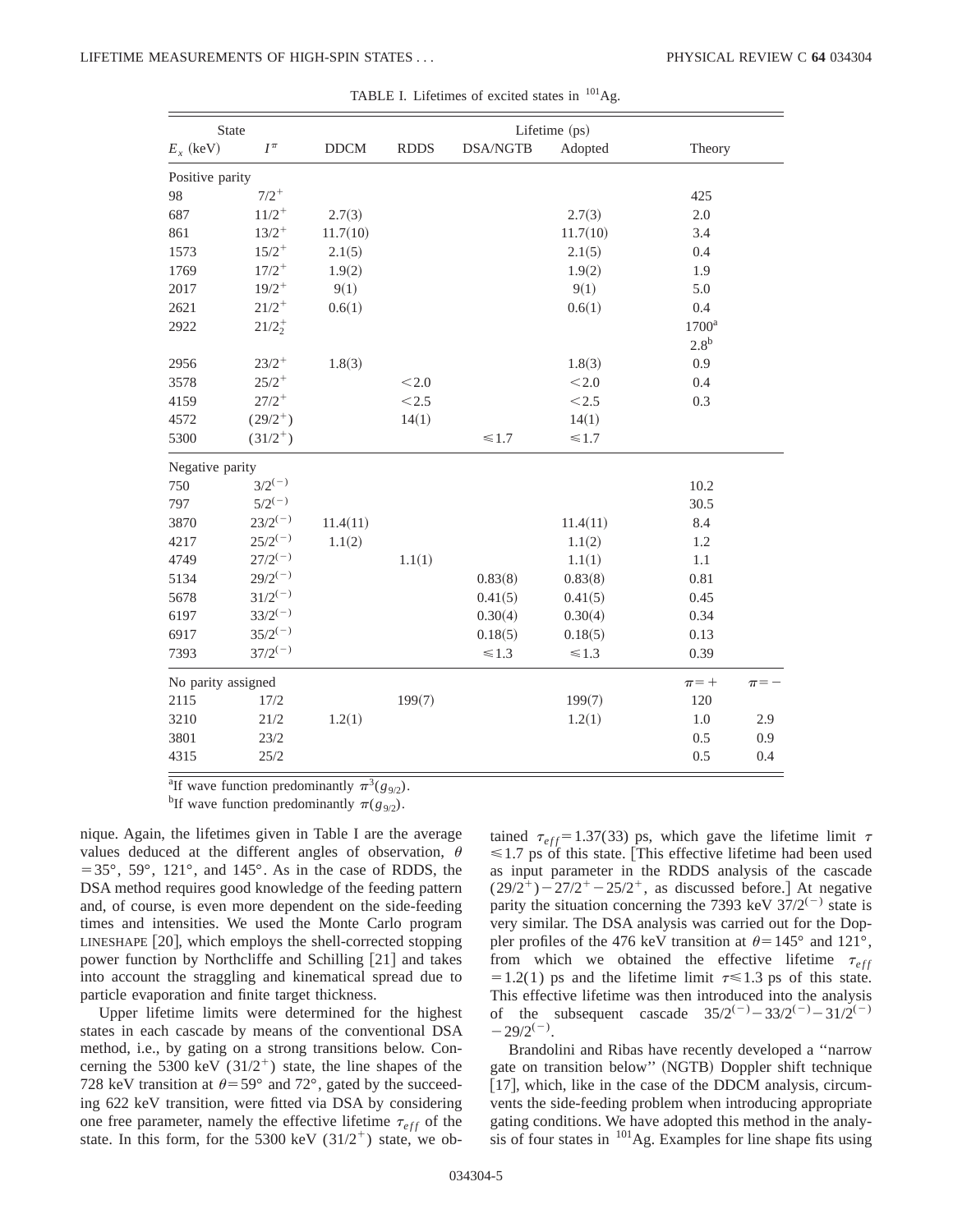TABLE I. Lifetimes of excited states in $^{101}$Ag.

| State | | Lifetime (ps) | | | | | |
|---|---|---|---|---|---|---|---|
| $E_x$ (keV) | $I^\pi$ | DDCM | RDDS | DSA/NGTB | Adopted | Theory | |
| Positive parity | | | | | | | |
| 98 | $7/2^+$ | | | | | 425 | |
| 687 | $11/2^+$ | 2.7(3) | | | 2.7(3) | 2.0 | |
| 861 | $13/2^+$ | 11.7(10) | | | 11.7(10) | 3.4 | |
| 1573 | $15/2^+$ | 2.1(5) | | | 2.1(5) | 0.4 | |
| 1769 | $17/2^+$ | 1.9(2) | | | 1.9(2) | 1.9 | |
| 2017 | $19/2^+$ | 9(1) | | | 9(1) | 5.0 | |
| 2621 | $21/2^+$ | 0.6(1) | | | 0.6(1) | 0.4 | |
| 2922 | $21/2^+_2$ | | | | | 1700[a] | |
| | | | | | | 2.8[b] | |
| 2956 | $23/2^+$ | 1.8(3) | | | 1.8(3) | 0.9 | |
| 3578 | $25/2^+$ | | <2.0 | | <2.0 | 0.4 | |
| 4159 | $27/2^+$ | | <2.5 | | <2.5 | 0.3 | |
| 4572 | $(29/2^+)$ | | 14(1) | | 14(1) | | |
| 5300 | $(31/2^+)$ | | | $\leq 1.7$ | $\leq 1.7$ | | |
| Negative parity | | | | | | | |
| 750 | $3/2^{(-)}$ | | | | | 10.2 | |
| 797 | $5/2^{(-)}$ | | | | | 30.5 | |
| 3870 | $23/2^{(-)}$ | 11.4(11) | | | 11.4(11) | 8.4 | |
| 4217 | $25/2^{(-)}$ | 1.1(2) | | | 1.1(2) | 1.2 | |
| 4749 | $27/2^{(-)}$ | | 1.1(1) | | 1.1(1) | 1.1 | |
| 5134 | $29/2^{(-)}$ | | | 0.83(8) | 0.83(8) | 0.81 | |
| 5678 | $31/2^{(-)}$ | | | 0.41(5) | 0.41(5) | 0.45 | |
| 6197 | $33/2^{(-)}$ | | | 0.30(4) | 0.30(4) | 0.34 | |
| 6917 | $35/2^{(-)}$ | | | 0.18(5) | 0.18(5) | 0.13 | |
| 7393 | $37/2^{(-)}$ | | | $\leq 1.3$ | $\leq 1.3$ | 0.39 | |
| No parity assigned | | | | | | $\pi=+$ | $\pi=-$ |
| 2115 | 17/2 | | 199(7) | | 199(7) | 120 | |
| 3210 | 21/2 | 1.2(1) | | | 1.2(1) | 1.0 | 2.9 |
| 3801 | 23/2 | | | | | 0.5 | 0.9 |
| 4315 | 25/2 | | | | | 0.5 | 0.4 |

[a]If wave function predominantly $\pi^3(g_{9/2})$.

[b]If wave function predominantly $\pi(g_{9/2})$.

nique. Again, the lifetimes given in Table I are the average values deduced at the different angles of observation, $\theta = 35°$, 59°, 121°, and 145°. As in the case of RDDS, the DSA method requires good knowledge of the feeding pattern and, of course, is even more dependent on the side-feeding times and intensities. We used the Monte Carlo program LINESHAPE [20], which employs the shell-corrected stopping power function by Northcliffe and Schilling [21] and takes into account the straggling and kinematical spread due to particle evaporation and finite target thickness.

Upper lifetime limits were determined for the highest states in each cascade by means of the conventional DSA method, i.e., by gating on a strong transitions below. Concerning the 5300 keV $(31/2^+)$ state, the line shapes of the 728 keV transition at $\theta = 59°$ and 72°, gated by the succeeding 622 keV transition, were fitted via DSA by considering one free parameter, namely the effective lifetime $\tau_{eff}$ of the state. In this form, for the 5300 keV $(31/2^+)$ state, we obtained $\tau_{eff} = 1.37(33)$ ps, which gave the lifetime limit $\tau \leq 1.7$ ps of this state. [This effective lifetime had been used as input parameter in the RDDS analysis of the cascade $(29/2^+) - 27/2^+ - 25/2^+$, as discussed before.] At negative parity the situation concerning the 7393 keV $37/2^{(-)}$ state is very similar. The DSA analysis was carried out for the Doppler profiles of the 476 keV transition at $\theta = 145°$ and 121°, from which we obtained the effective lifetime $\tau_{eff} = 1.2(1)$ ps and the lifetime limit $\tau \leq 1.3$ ps of this state. This effective lifetime was then introduced into the analysis of the subsequent cascade $35/2^{(-)} - 33/2^{(-)} - 31/2^{(-)} - 29/2^{(-)}$.

Brandolini and Ribas have recently developed a "narrow gate on transition below" (NGTB) Doppler shift technique [17], which, like in the case of the DDCM analysis, circumvents the side-feeding problem when introducing appropriate gating conditions. We have adopted this method in the analysis of four states in $^{101}$Ag. Examples for line shape fits using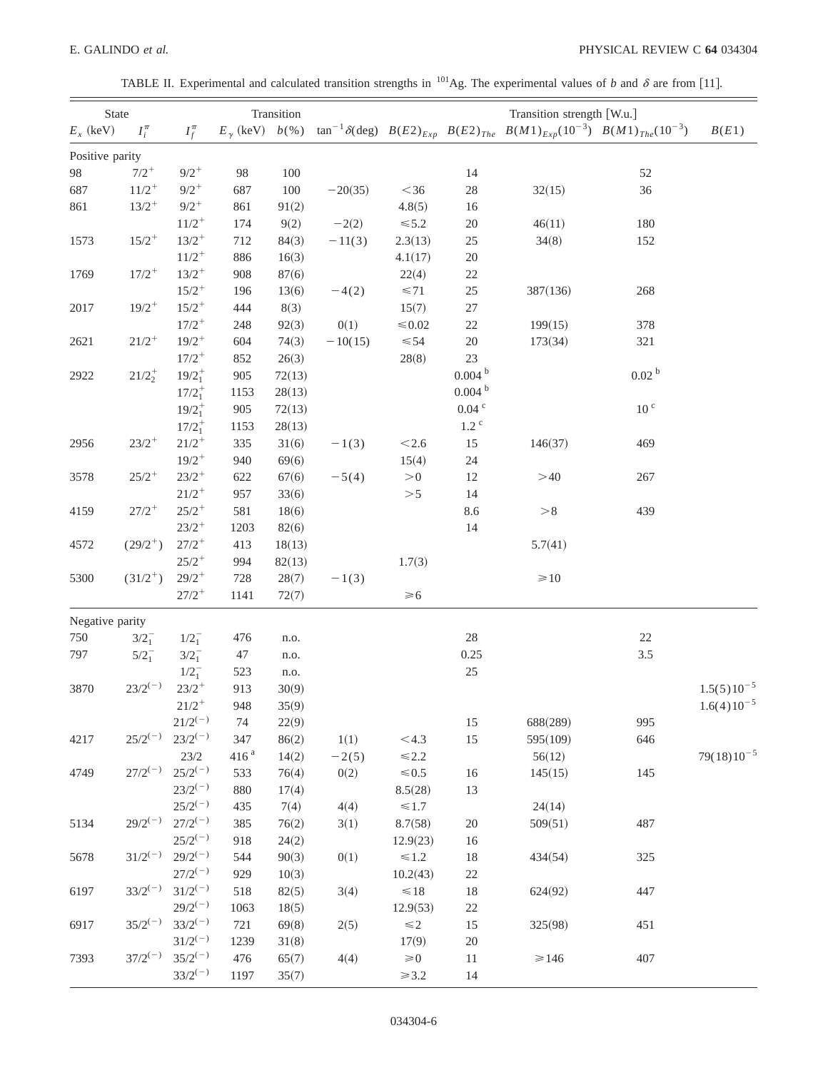TABLE II. Experimental and calculated transition strengths in $^{101}$Ag. The experimental values of $b$ and $\delta$ are from [11].

| State | | Transition | | | | Transition strength [W.u.] | | | | |
|---|---|---|---|---|---|---|---|---|---|---|
| $E_x$ (keV) | $I_i^\pi$ | $I_f^\pi$ | $E_\gamma$ (keV) | $b$(%) | $\tan^{-1}\delta$(deg) | $B(E2)_{Exp}$ | $B(E2)_{The}$ | $B(M1)_{Exp}(10^{-3})$ | $B(M1)_{The}(10^{-3})$ | $B(E1)$ |
| Positive parity | | | | | | | | | | |
| 98 | $7/2^+$ | $9/2^+$ | 98 | 100 | | | 14 | | 52 | |
| 687 | $11/2^+$ | $9/2^+$ | 687 | 100 | $-20(35)$ | $<36$ | 28 | 32(15) | 36 | |
| 861 | $13/2^+$ | $9/2^+$ | 861 | 91(2) | | 4.8(5) | 16 | | | |
| | | $11/2^+$ | 174 | 9(2) | $-2(2)$ | $\leqslant 5.2$ | 20 | 46(11) | 180 | |
| 1573 | $15/2^+$ | $13/2^+$ | 712 | 84(3) | $-11(3)$ | 2.3(13) | 25 | 34(8) | 152 | |
| | | $11/2^+$ | 886 | 16(3) | | 4.1(17) | 20 | | | |
| 1769 | $17/2^+$ | $13/2^+$ | 908 | 87(6) | | 22(4) | 22 | | | |
| | | $15/2^+$ | 196 | 13(6) | $-4(2)$ | $\leqslant 71$ | 25 | 387(136) | 268 | |
| 2017 | $19/2^+$ | $15/2^+$ | 444 | 8(3) | | 15(7) | 27 | | | |
| | | $17/2^+$ | 248 | 92(3) | 0(1) | $\leqslant 0.02$ | 22 | 199(15) | 378 | |
| 2621 | $21/2^+$ | $19/2^+$ | 604 | 74(3) | $-10(15)$ | $\leqslant 54$ | 20 | 173(34) | 321 | |
| | | $17/2^+$ | 852 | 26(3) | | 28(8) | 23 | | | |
| 2922 | $21/2_2^+$ | $19/2_1^+$ | 905 | 72(13) | | | 0.004 [b] | | 0.02 [b] | |
| | | $17/2_1^+$ | 1153 | 28(13) | | | 0.004 [b] | | | |
| | | $19/2_1^+$ | 905 | 72(13) | | | 0.04 [c] | | 10 [c] | |
| | | $17/2_1^+$ | 1153 | 28(13) | | | 1.2 [c] | | | |
| 2956 | $23/2^+$ | $21/2^+$ | 335 | 31(6) | $-1(3)$ | $<2.6$ | 15 | 146(37) | 469 | |
| | | $19/2^+$ | 940 | 69(6) | | 15(4) | 24 | | | |
| 3578 | $25/2^+$ | $23/2^+$ | 622 | 67(6) | $-5(4)$ | $>0$ | 12 | $>40$ | 267 | |
| | | $21/2^+$ | 957 | 33(6) | | $>5$ | 14 | | | |
| 4159 | $27/2^+$ | $25/2^+$ | 581 | 18(6) | | | 8.6 | $>8$ | 439 | |
| | | $23/2^+$ | 1203 | 82(6) | | | 14 | | | |
| 4572 | $(29/2^+)$ | $27/2^+$ | 413 | 18(13) | | | | 5.7(41) | | |
| | | $25/2^+$ | 994 | 82(13) | | 1.7(3) | | | | |
| 5300 | $(31/2^+)$ | $29/2^+$ | 728 | 28(7) | $-1(3)$ | | | $\geqslant 10$ | | |
| | | $27/2^+$ | 1141 | 72(7) | | $\geqslant 6$ | | | | |
| Negative parity | | | | | | | | | | |
| 750 | $3/2_1^-$ | $1/2_1^-$ | 476 | n.o. | | | 28 | | 22 | |
| 797 | $5/2_1^-$ | $3/2_1^-$ | 47 | n.o. | | | 0.25 | | 3.5 | |
| | | $1/2_1^-$ | 523 | n.o. | | | 25 | | | |
| 3870 | $23/2^{(-)}$ | $23/2^+$ | 913 | 30(9) | | | | | | $1.5(5)10^{-5}$ |
| | | $21/2^+$ | 948 | 35(9) | | | | | | $1.6(4)10^{-5}$ |
| | | $21/2^{(-)}$ | 74 | 22(9) | | | 15 | 688(289) | 995 | |
| 4217 | $25/2^{(-)}$ | $23/2^{(-)}$ | 347 | 86(2) | 1(1) | $<4.3$ | 15 | 595(109) | 646 | |
| | | 23/2 | 416 [a] | 14(2) | $-2(5)$ | $\leqslant 2.2$ | | 56(12) | | $79(18)10^{-5}$ |
| 4749 | $27/2^{(-)}$ | $25/2^{(-)}$ | 533 | 76(4) | 0(2) | $\leqslant 0.5$ | 16 | 145(15) | 145 | |
| | | $23/2^{(-)}$ | 880 | 17(4) | | 8.5(28) | 13 | | | |
| | | $25/2^{(-)}$ | 435 | 7(4) | 4(4) | $\leqslant 1.7$ | | 24(14) | | |
| 5134 | $29/2^{(-)}$ | $27/2^{(-)}$ | 385 | 76(2) | 3(1) | 8.7(58) | 20 | 509(51) | 487 | |
| | | $25/2^{(-)}$ | 918 | 24(2) | | 12.9(23) | 16 | | | |
| 5678 | $31/2^{(-)}$ | $29/2^{(-)}$ | 544 | 90(3) | 0(1) | $\leqslant 1.2$ | 18 | 434(54) | 325 | |
| | | $27/2^{(-)}$ | 929 | 10(3) | | 10.2(43) | 22 | | | |
| 6197 | $33/2^{(-)}$ | $31/2^{(-)}$ | 518 | 82(5) | 3(4) | $\leqslant 18$ | 18 | 624(92) | 447 | |
| | | $29/2^{(-)}$ | 1063 | 18(5) | | 12.9(53) | 22 | | | |
| 6917 | $35/2^{(-)}$ | $33/2^{(-)}$ | 721 | 69(8) | 2(5) | $\leqslant 2$ | 15 | 325(98) | 451 | |
| | | $31/2^{(-)}$ | 1239 | 31(8) | | 17(9) | 20 | | | |
| 7393 | $37/2^{(-)}$ | $35/2^{(-)}$ | 476 | 65(7) | 4(4) | $\geqslant 0$ | 11 | $\geqslant 146$ | 407 | |
| | | $33/2^{(-)}$ | 1197 | 35(7) | | $\geqslant 3.2$ | 14 | | | |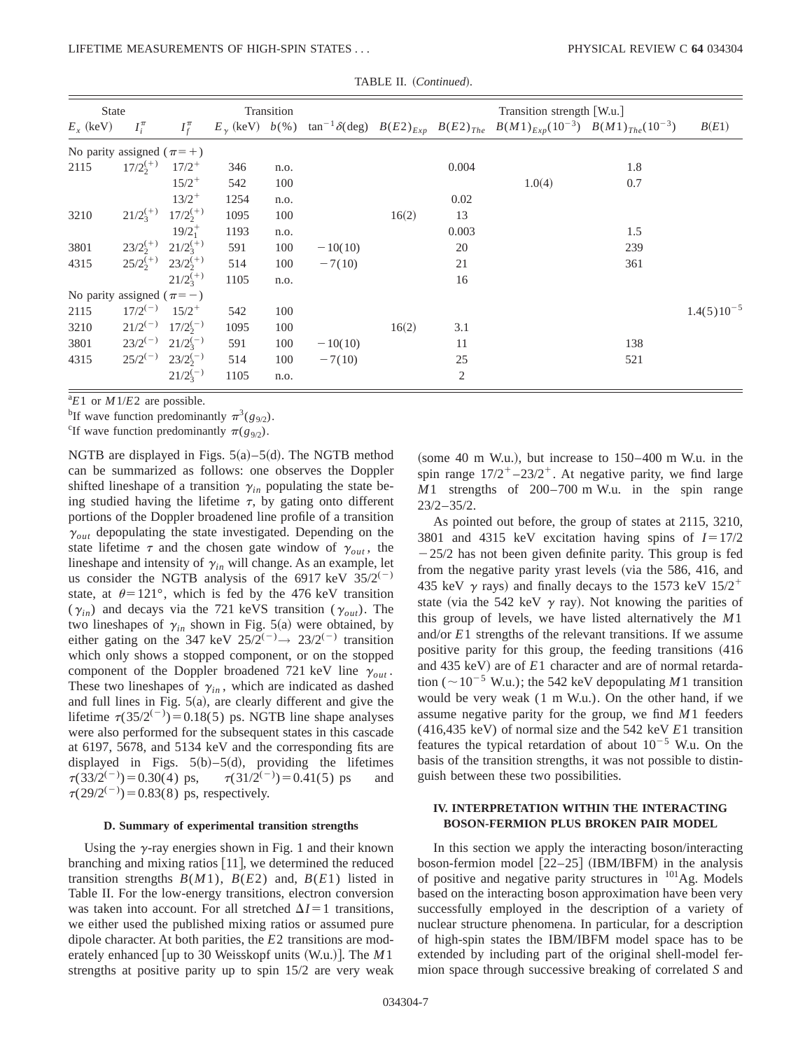TABLE II. (*Continued*).

| State | | | Transition | | | Transition strength [W.u.] | | | | |
|---|---|---|---|---|---|---|---|---|---|---|
| $E_x$ (keV) | $I_i^\pi$ | $I_f^\pi$ | $E_\gamma$ (keV) | $b$(%) | $\tan^{-1}\delta$(deg) | $B(E2)_{Exp}$ | $B(E2)_{The}$ | $B(M1)_{Exp}(10^{-3})$ | $B(M1)_{The}(10^{-3})$ | $B(E1)$ |
| No parity assigned ($\pi=+$) | | | | | | | | | | |
| 2115 | $17/2_2^{(+)}$ | $17/2^+$ | 346 | n.o. | | | 0.004 | | 1.8 | |
| | | $15/2^+$ | 542 | 100 | | | | 1.0(4) | 0.7 | |
| | | $13/2^+$ | 1254 | n.o. | | | 0.02 | | | |
| 3210 | $21/2_3^{(+)}$ | $17/2_2^{(+)}$ | 1095 | 100 | | 16(2) | 13 | | | |
| | | $19/2_1^+$ | 1193 | n.o. | | | 0.003 | | 1.5 | |
| 3801 | $23/2_2^{(+)}$ | $21/2_3^{(+)}$ | 591 | 100 | $-10(10)$ | | 20 | | 239 | |
| 4315 | $25/2_2^{(+)}$ | $23/2_2^{(+)}$ | 514 | 100 | $-7(10)$ | | 21 | | 361 | |
| | | $21/2_3^{(+)}$ | 1105 | n.o. | | | 16 | | | |
| No parity assigned ($\pi=-$) | | | | | | | | | | |
| 2115 | $17/2^{(-)}$ | $15/2^+$ | 542 | 100 | | | | | | $1.4(5)10^{-5}$ |
| 3210 | $21/2^{(-)}$ | $17/2_2^{(-)}$ | 1095 | 100 | | 16(2) | 3.1 | | | |
| 3801 | $23/2^{(-)}$ | $21/2_3^{(-)}$ | 591 | 100 | $-10(10)$ | | 11 | | 138 | |
| 4315 | $25/2^{(-)}$ | $23/2_2^{(-)}$ | 514 | 100 | $-7(10)$ | | 25 | | 521 | |
| | | $21/2_3^{(-)}$ | 1105 | n.o. | | | 2 | | | |

[a] $E1$ or $M1/E2$ are possible.

[b] If wave function predominantly $\pi^3(g_{9/2})$.

[c] If wave function predominantly $\pi(g_{9/2})$.

NGTB are displayed in Figs. 5(a)–5(d). The NGTB method can be summarized as follows: one observes the Doppler shifted lineshape of a transition $\gamma_{in}$ populating the state being studied having the lifetime $\tau$, by gating onto different portions of the Doppler broadened line profile of a transition $\gamma_{out}$ depopulating the state investigated. Depending on the state lifetime $\tau$ and the chosen gate window of $\gamma_{out}$, the lineshape and intensity of $\gamma_{in}$ will change. As an example, let us consider the NGTB analysis of the 6917 keV $35/2^{(-)}$ state, at $\theta=121°$, which is fed by the 476 keV transition ($\gamma_{in}$) and decays via the 721 keVS transition ($\gamma_{out}$). The two lineshapes of $\gamma_{in}$ shown in Fig. 5(a) were obtained, by either gating on the 347 keV $25/2^{(-)}\rightarrow 23/2^{(-)}$ transition which only shows a stopped component, or on the stopped component of the Doppler broadened 721 keV line $\gamma_{out}$. These two lineshapes of $\gamma_{in}$, which are indicated as dashed and full lines in Fig. 5(a), are clearly different and give the lifetime $\tau(35/2^{(-)})=0.18(5)$ ps. NGTB line shape analyses were also performed for the subsequent states in this cascade at 6197, 5678, and 5134 keV and the corresponding fits are displayed in Figs. 5(b)–5(d), providing the lifetimes $\tau(33/2^{(-)})=0.30(4)$ ps, $\tau(31/2^{(-)})=0.41(5)$ ps and $\tau(29/2^{(-)})=0.83(8)$ ps, respectively.

### D. Summary of experimental transition strengths

Using the $\gamma$-ray energies shown in Fig. 1 and their known branching and mixing ratios [11], we determined the reduced transition strengths $B(M1)$, $B(E2)$ and, $B(E1)$ listed in Table II. For the low-energy transitions, electron conversion was taken into account. For all stretched $\Delta I=1$ transitions, we either used the published mixing ratios or assumed pure dipole character. At both parities, the $E2$ transitions are moderately enhanced [up to 30 Weisskopf units (W.u.)]. The $M1$ strengths at positive parity up to spin 15/2 are very weak (some 40 m W.u.), but increase to 150–400 m W.u. in the spin range $17/2^+$–$23/2^+$. At negative parity, we find large $M1$ strengths of 200–700 m W.u. in the spin range 23/2–35/2.

As pointed out before, the group of states at 2115, 3210, 3801 and 4315 keV excitation having spins of $I=17/2-25/2$ has not been given definite parity. This group is fed from the negative parity yrast levels (via the 586, 416, and 435 keV $\gamma$ rays) and finally decays to the 1573 keV $15/2^+$ state (via the 542 keV $\gamma$ ray). Not knowing the parities of this group of levels, we have listed alternatively the $M1$ and/or $E1$ strengths of the relevant transitions. If we assume positive parity for this group, the feeding transitions (416 and 435 keV) are of $E1$ character and are of normal retardation ($\sim 10^{-5}$ W.u.); the 542 keV depopulating $M1$ transition would be very weak (1 m W.u.). On the other hand, if we assume negative parity for the group, we find $M1$ feeders (416,435 keV) of normal size and the 542 keV $E1$ transition features the typical retardation of about $10^{-5}$ W.u. On the basis of the transition strengths, it was not possible to distinguish between these two possibilities.

## IV. INTERPRETATION WITHIN THE INTERACTING BOSON-FERMION PLUS BROKEN PAIR MODEL

In this section we apply the interacting boson/interacting boson-fermion model [22–25] (IBM/IBFM) in the analysis of positive and negative parity structures in $^{101}$Ag. Models based on the interacting boson approximation have been very successfully employed in the description of a variety of nuclear structure phenomena. In particular, for a description of high-spin states the IBM/IBFM model space has to be extended by including part of the original shell-model fermion space through successive breaking of correlated $S$ and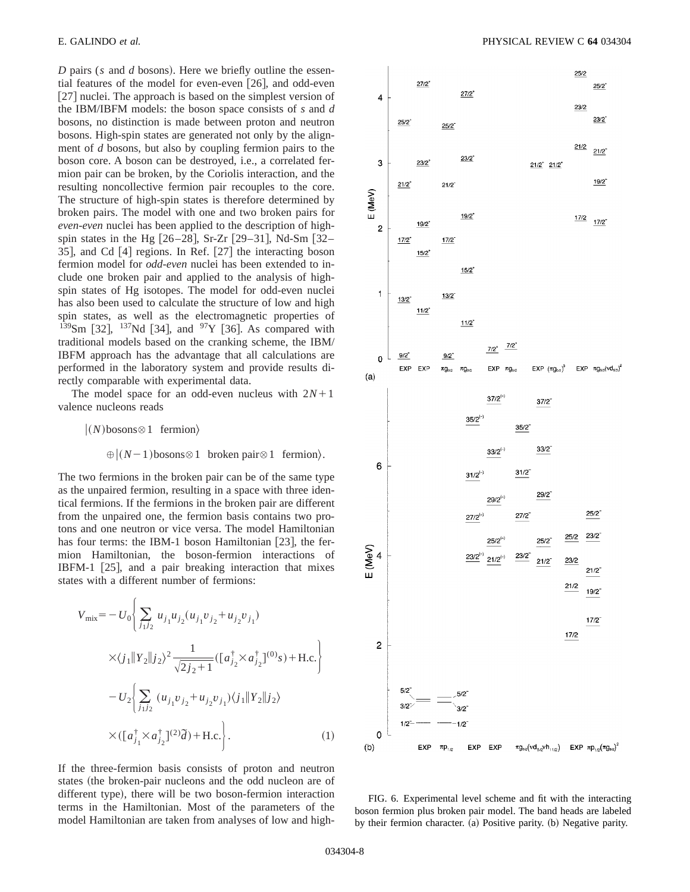*D* pairs (*s* and *d* bosons). Here we briefly outline the essential features of the model for even-even [26], and odd-even [27] nuclei. The approach is based on the simplest version of the IBM/IBFM models: the boson space consists of *s* and *d* bosons, no distinction is made between proton and neutron bosons. High-spin states are generated not only by the alignment of *d* bosons, but also by coupling fermion pairs to the boson core. A boson can be destroyed, i.e., a correlated fermion pair can be broken, by the Coriolis interaction, and the resulting noncollective fermion pair recouples to the core. The structure of high-spin states is therefore determined by broken pairs. The model with one and two broken pairs for *even-even* nuclei has been applied to the description of high-spin states in the Hg [26–28], Sr-Zr [29–31], Nd-Sm [32–35], and Cd [4] regions. In Ref. [27] the interacting boson fermion model for *odd-even* nuclei has been extended to include one broken pair and applied to the analysis of high-spin states of Hg isotopes. The model for odd-even nuclei has also been used to calculate the structure of low and high spin states, as well as the electromagnetic properties of $^{139}$Sm [32], $^{137}$Nd [34], and $^{97}$Y [36]. As compared with traditional models based on the cranking scheme, the IBM/IBFM approach has the advantage that all calculations are performed in the laboratory system and provide results directly comparable with experimental data.

The model space for an odd-even nucleus with $2N+1$ valence nucleons reads

$$|(N)\text{bosons}\otimes 1 \;\; \text{fermion}\rangle$$

$$\oplus|(N-1)\text{bosons}\otimes 1 \;\; \text{broken pair}\otimes 1 \;\; \text{fermion}\rangle.$$

The two fermions in the broken pair can be of the same type as the unpaired fermion, resulting in a space with three identical fermions. If the fermions in the broken pair are different from the unpaired one, the fermion basis contains two protons and one neutron or vice versa. The model Hamiltonian has four terms: the IBM-1 boson Hamiltonian [23], the fermion Hamiltonian, the boson-fermion interactions of IBFM-1 [25], and a pair breaking interaction that mixes states with a different number of fermions:

$$
\begin{aligned}
V_{\text{mix}} = & -U_0\Bigg\{\sum_{j_1 j_2} u_{j_1}u_{j_2}(u_{j_1}v_{j_2}+u_{j_2}v_{j_1}) \\
& \times\langle j_1\|Y_2\|j_2\rangle^2\frac{1}{\sqrt{2j_2+1}}([a^\dagger_{j_2}\times a^\dagger_{j_2}]^{(0)}s)+\text{H.c.}\Bigg\} \\
& -U_2\Bigg\{\sum_{j_1 j_2}(u_{j_1}v_{j_2}+u_{j_2}v_{j_1})\langle j_1\|Y_2\|j_2\rangle \\
& \times([a^\dagger_{j_1}\times a^\dagger_{j_2}]^{(2)}\tilde{d})+\text{H.c.}\Bigg\}. \qquad (1)
\end{aligned}
$$

If the three-fermion basis consists of proton and neutron states (the broken-pair nucleons and the odd nucleon are of different type), there will be two boson-fermion interaction terms in the Hamiltonian. Most of the parameters of the model Hamiltonian are taken from analyses of low and high-

FIG. 6. Experimental level scheme and fit with the interacting boson fermion plus broken pair model. The band heads are labeled by their fermion character. (a) Positive parity. (b) Negative parity.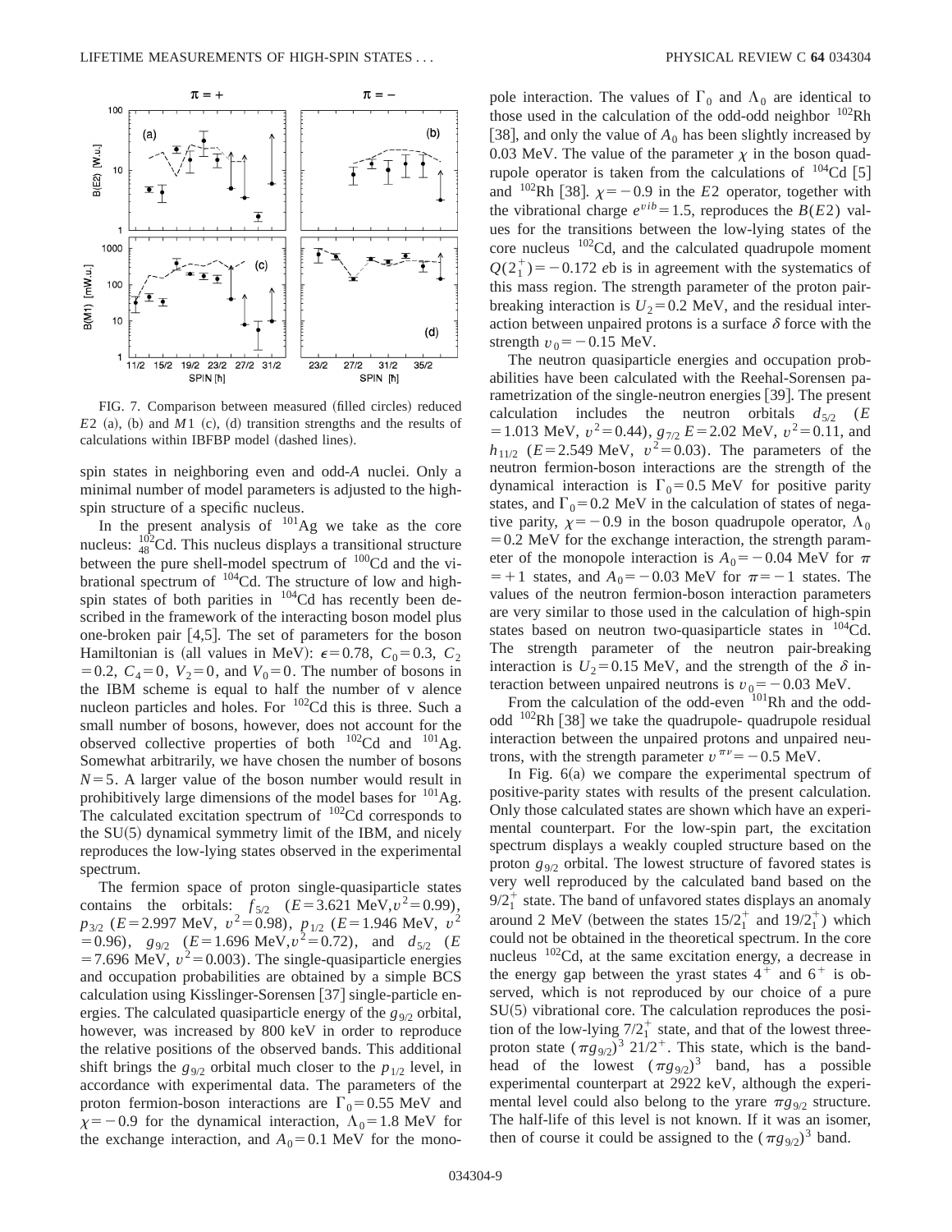FIG. 7. Comparison between measured (filled circles) reduced $E2$ (a), (b) and $M1$ (c), (d) transition strengths and the results of calculations within IBFBP model (dashed lines).

spin states in neighboring even and odd-$A$ nuclei. Only a minimal number of model parameters is adjusted to the high-spin structure of a specific nucleus.

In the present analysis of $^{101}$Ag we take as the core nucleus: $^{102}_{48}$Cd. This nucleus displays a transitional structure between the pure shell-model spectrum of $^{100}$Cd and the vibrational spectrum of $^{104}$Cd. The structure of low and high-spin states of both parities in $^{104}$Cd has recently been described in the framework of the interacting boson model plus one-broken pair [4,5]. The set of parameters for the boson Hamiltonian is (all values in MeV): $\epsilon=0.78$, $C_0=0.3$, $C_2=0.2$, $C_4=0$, $V_2=0$, and $V_0=0$. The number of bosons in the IBM scheme is equal to half the number of v alence nucleon particles and holes. For $^{102}$Cd this is three. Such a small number of bosons, however, does not account for the observed collective properties of both $^{102}$Cd and $^{101}$Ag. Somewhat arbitrarily, we have chosen the number of bosons $N=5$. A larger value of the boson number would result in prohibitively large dimensions of the model bases for $^{101}$Ag. The calculated excitation spectrum of $^{102}$Cd corresponds to the SU(5) dynamical symmetry limit of the IBM, and nicely reproduces the low-lying states observed in the experimental spectrum.

The fermion space of proton single-quasiparticle states contains the orbitals: $f_{5/2}$ ($E=3.621$ MeV, $v^2=0.99$), $p_{3/2}$ ($E=2.997$ MeV, $v^2=0.98$), $p_{1/2}$ ($E=1.946$ MeV, $v^2=0.96$), $g_{9/2}$ ($E=1.696$ MeV, $v^2=0.72$), and $d_{5/2}$ ($E=7.696$ MeV, $v^2=0.003$). The single-quasiparticle energies and occupation probabilities are obtained by a simple BCS calculation using Kisslinger-Sorensen [37] single-particle energies. The calculated quasiparticle energy of the $g_{9/2}$ orbital, however, was increased by 800 keV in order to reproduce the relative positions of the observed bands. This additional shift brings the $g_{9/2}$ orbital much closer to the $p_{1/2}$ level, in accordance with experimental data. The parameters of the proton fermion-boson interactions are $\Gamma_0=0.55$ MeV and $\chi=-0.9$ for the dynamical interaction, $\Lambda_0=1.8$ MeV for the exchange interaction, and $A_0=0.1$ MeV for the monopole interaction. The values of $\Gamma_0$ and $\Lambda_0$ are identical to those used in the calculation of the odd-odd neighbor $^{102}$Rh [38], and only the value of $A_0$ has been slightly increased by 0.03 MeV. The value of the parameter $\chi$ in the boson quadrupole operator is taken from the calculations of $^{104}$Cd [5] and $^{102}$Rh [38]. $\chi=-0.9$ in the $E2$ operator, together with the vibrational charge $e^{vib}=1.5$, reproduces the $B(E2)$ values for the transitions between the low-lying states of the core nucleus $^{102}$Cd, and the calculated quadrupole moment $Q(2^+_1)=-0.172$ $e$b is in agreement with the systematics of this mass region. The strength parameter of the proton pair-breaking interaction is $U_2=0.2$ MeV, and the residual interaction between unpaired protons is a surface $\delta$ force with the strength $v_0=-0.15$ MeV.

The neutron quasiparticle energies and occupation probabilities have been calculated with the Reehal-Sorensen parametrization of the single-neutron energies [39]. The present calculation includes the neutron orbitals $d_{5/2}$ ($E=1.013$ MeV, $v^2=0.44$), $g_{7/2}$ $E=2.02$ MeV, $v^2=0.11$, and $h_{11/2}$ ($E=2.549$ MeV, $v^2=0.03$). The parameters of the neutron fermion-boson interactions are the strength of the dynamical interaction is $\Gamma_0=0.5$ MeV for positive parity states, and $\Gamma_0=0.2$ MeV in the calculation of states of negative parity, $\chi=-0.9$ in the boson quadrupole operator, $\Lambda_0=0.2$ MeV for the exchange interaction, the strength parameter of the monopole interaction is $A_0=-0.04$ MeV for $\pi=+1$ states, and $A_0=-0.03$ MeV for $\pi=-1$ states. The values of the neutron fermion-boson interaction parameters are very similar to those used in the calculation of high-spin states based on neutron two-quasiparticle states in $^{104}$Cd. The strength parameter of the neutron pair-breaking interaction is $U_2=0.15$ MeV, and the strength of the $\delta$ interaction between unpaired neutrons is $v_0=-0.03$ MeV.

From the calculation of the odd-even $^{101}$Rh and the odd-odd $^{102}$Rh [38] we take the quadrupole- quadrupole residual interaction between the unpaired protons and unpaired neutrons, with the strength parameter $v^{\pi\nu}=-0.5$ MeV.

In Fig. 6(a) we compare the experimental spectrum of positive-parity states with results of the present calculation. Only those calculated states are shown which have an experimental counterpart. For the low-spin part, the excitation spectrum displays a weakly coupled structure based on the proton $g_{9/2}$ orbital. The lowest structure of favored states is very well reproduced by the calculated band based on the $9/2^+_1$ state. The band of unfavored states displays an anomaly around 2 MeV (between the states $15/2^+_1$ and $19/2^+_1$) which could not be obtained in the theoretical spectrum. In the core nucleus $^{102}$Cd, at the same excitation energy, a decrease in the energy gap between the yrast states $4^+$ and $6^+$ is observed, which is not reproduced by our choice of a pure SU(5) vibrational core. The calculation reproduces the position of the low-lying $7/2^+_1$ state, and that of the lowest three-proton state $(\pi g_{9/2})^3$ $21/2^+$. This state, which is the bandhead of the lowest $(\pi g_{9/2})^3$ band, has a possible experimental counterpart at 2922 keV, although the experimental level could also belong to the yrare $\pi g_{9/2}$ structure. The half-life of this level is not known. If it was an isomer, then of course it could be assigned to the $(\pi g_{9/2})^3$ band.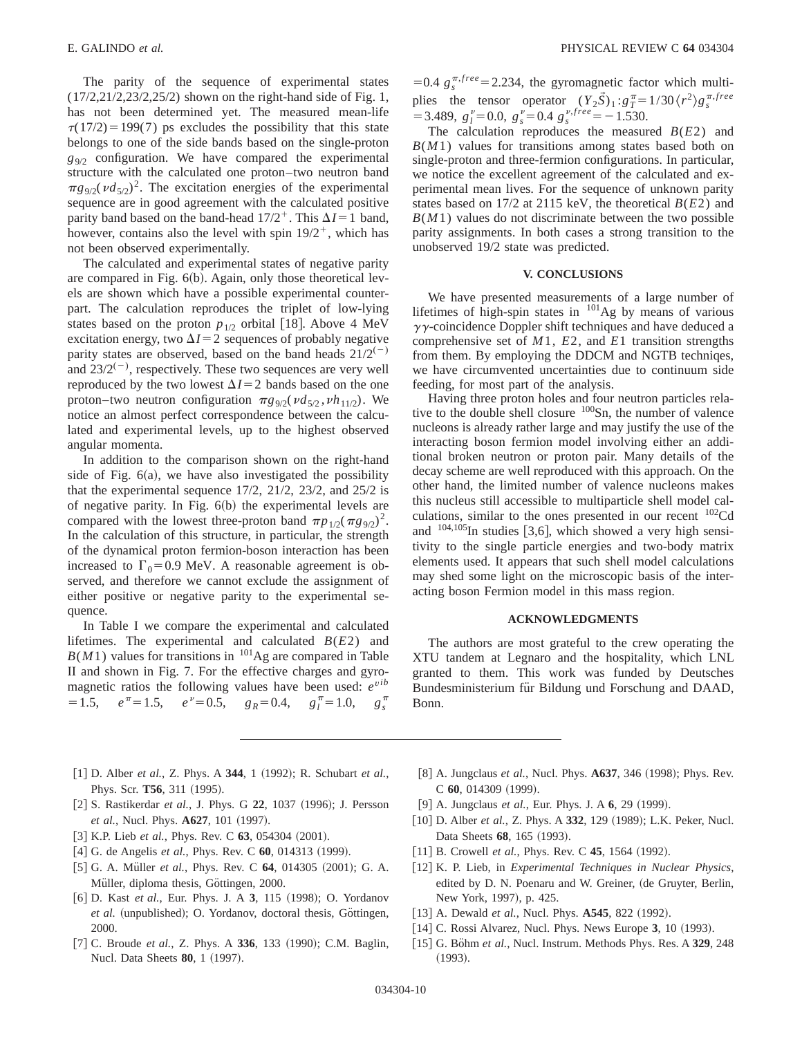The parity of the sequence of experimental states (17/2,21/2,23/2,25/2) shown on the right-hand side of Fig. 1, has not been determined yet. The measured mean-life $\tau(17/2) = 199(7)$ ps excludes the possibility that this state belongs to one of the side bands based on the single-proton $g_{9/2}$ configuration. We have compared the experimental structure with the calculated one proton–two neutron band $\pi g_{9/2}(\nu d_{5/2})^2$. The excitation energies of the experimental sequence are in good agreement with the calculated positive parity band based on the band-head $17/2^+$. This $\Delta I = 1$ band, however, contains also the level with spin $19/2^+$, which has not been observed experimentally.

The calculated and experimental states of negative parity are compared in Fig. 6(b). Again, only those theoretical levels are shown which have a possible experimental counterpart. The calculation reproduces the triplet of low-lying states based on the proton $p_{1/2}$ orbital [18]. Above 4 MeV excitation energy, two $\Delta I = 2$ sequences of probably negative parity states are observed, based on the band heads $21/2^{(-)}$ and $23/2^{(-)}$, respectively. These two sequences are very well reproduced by the two lowest $\Delta I = 2$ bands based on the one proton–two neutron configuration $\pi g_{9/2}(\nu d_{5/2}, \nu h_{11/2})$. We notice an almost perfect correspondence between the calculated and experimental levels, up to the highest observed angular momenta.

In addition to the comparison shown on the right-hand side of Fig. 6(a), we have also investigated the possibility that the experimental sequence 17/2, 21/2, 23/2, and 25/2 is of negative parity. In Fig. 6(b) the experimental levels are compared with the lowest three-proton band $\pi p_{1/2}(\pi g_{9/2})^2$. In the calculation of this structure, in particular, the strength of the dynamical proton fermion-boson interaction has been increased to $\Gamma_0 = 0.9$ MeV. A reasonable agreement is observed, and therefore we cannot exclude the assignment of either positive or negative parity to the experimental sequence.

In Table I we compare the experimental and calculated lifetimes. The experimental and calculated $B(E2)$ and $B(M1)$ values for transitions in $^{101}$Ag are compared in Table II and shown in Fig. 7. For the effective charges and gyromagnetic ratios the following values have been used: $e^{vib} = 1.5$, $e^{\pi} = 1.5$, $e^{\nu} = 0.5$, $g_R = 0.4$, $g_l^{\pi} = 1.0$, $g_s^{\pi} = 0.4\ g_s^{\pi,free} = 2.234$, the gyromagnetic factor which multiplies the tensor operator $(Y_2\vec{S})_1 : g_T^{\pi} = 1/30\langle r^2\rangle g_s^{\pi,free} = 3.489$, $g_l^{\nu} = 0.0$, $g_s^{\nu} = 0.4\ g_s^{\nu,free} = -1.530$.

The calculation reproduces the measured $B(E2)$ and $B(M1)$ values for transitions among states based both on single-proton and three-fermion configurations. In particular, we notice the excellent agreement of the calculated and experimental mean lives. For the sequence of unknown parity states based on 17/2 at 2115 keV, the theoretical $B(E2)$ and $B(M1)$ values do not discriminate between the two possible parity assignments. In both cases a strong transition to the unobserved 19/2 state was predicted.

## V. CONCLUSIONS

We have presented measurements of a large number of lifetimes of high-spin states in $^{101}$Ag by means of various $\gamma\gamma$-coincidence Doppler shift techniques and have deduced a comprehensive set of $M1$, $E2$, and $E1$ transition strengths from them. By employing the DDCM and NGTB techniqes, we have circumvented uncertainties due to continuum side feeding, for most part of the analysis.

Having three proton holes and four neutron particles relative to the double shell closure $^{100}$Sn, the number of valence nucleons is already rather large and may justify the use of the interacting boson fermion model involving either an additional broken neutron or proton pair. Many details of the decay scheme are well reproduced with this approach. On the other hand, the limited number of valence nucleons makes this nucleus still accessible to multiparticle shell model calculations, similar to the ones presented in our recent $^{102}$Cd and $^{104,105}$In studies [3,6], which showed a very high sensitivity to the single particle energies and two-body matrix elements used. It appears that such shell model calculations may shed some light on the microscopic basis of the interacting boson Fermion model in this mass region.

## ACKNOWLEDGMENTS

The authors are most grateful to the crew operating the XTU tandem at Legnaro and the hospitality, which LNL granted to them. This work was funded by Deutsches Bundesministerium für Bildung und Forschung and DAAD, Bonn.

---

[1] D. Alber *et al.*, Z. Phys. A **344**, 1 (1992); R. Schubart *et al.*, Phys. Scr. **T56**, 311 (1995).

[2] S. Rastikerdar *et al.*, J. Phys. G **22**, 1037 (1996); J. Persson *et al.*, Nucl. Phys. **A627**, 101 (1997).

[3] K.P. Lieb *et al.*, Phys. Rev. C **63**, 054304 (2001).

[4] G. de Angelis *et al.*, Phys. Rev. C **60**, 014313 (1999).

[5] G. A. Müller *et al.*, Phys. Rev. C **64**, 014305 (2001); G. A. Müller, diploma thesis, Göttingen, 2000.

[6] D. Kast *et al.*, Eur. Phys. J. A **3**, 115 (1998); O. Yordanov *et al.* (unpublished); O. Yordanov, doctoral thesis, Göttingen, 2000.

[7] C. Broude *et al.*, Z. Phys. A **336**, 133 (1990); C.M. Baglin, Nucl. Data Sheets **80**, 1 (1997).

[8] A. Jungclaus *et al.*, Nucl. Phys. **A637**, 346 (1998); Phys. Rev. C **60**, 014309 (1999).

[9] A. Jungclaus *et al.*, Eur. Phys. J. A **6**, 29 (1999).

[10] D. Alber *et al.*, Z. Phys. A **332**, 129 (1989); L.K. Peker, Nucl. Data Sheets **68**, 165 (1993).

[11] B. Crowell *et al.*, Phys. Rev. C **45**, 1564 (1992).

[12] K. P. Lieb, in *Experimental Techniques in Nuclear Physics*, edited by D. N. Poenaru and W. Greiner, (de Gruyter, Berlin, New York, 1997), p. 425.

[13] A. Dewald *et al.*, Nucl. Phys. **A545**, 822 (1992).

[14] C. Rossi Alvarez, Nucl. Phys. News Europe **3**, 10 (1993).

[15] G. Böhm *et al.*, Nucl. Instrum. Methods Phys. Res. A **329**, 248 (1993).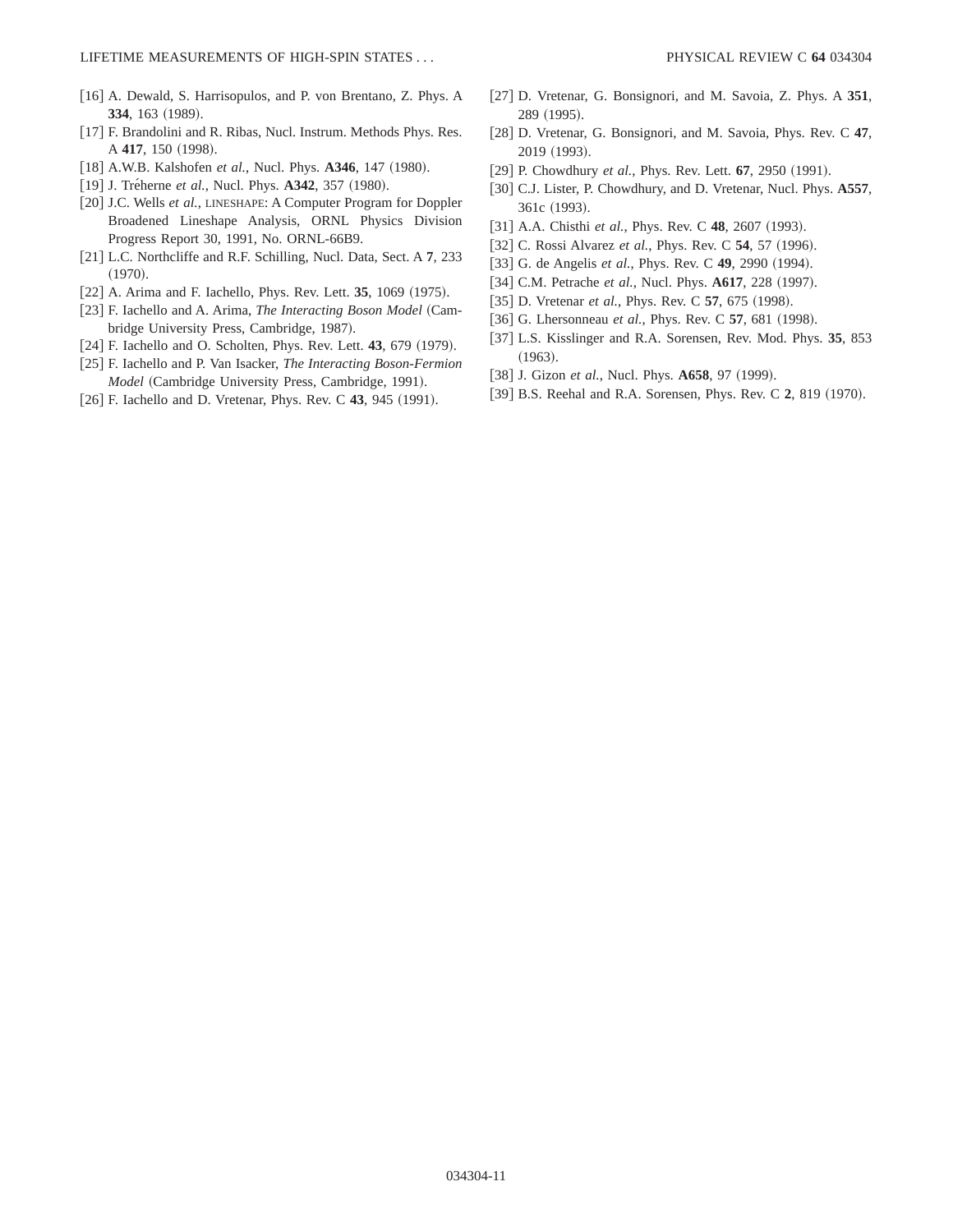[16] A. Dewald, S. Harrisopulos, and P. von Brentano, Z. Phys. A **334**, 163 (1989).

[17] F. Brandolini and R. Ribas, Nucl. Instrum. Methods Phys. Res. A **417**, 150 (1998).

[18] A.W.B. Kalshofen *et al.*, Nucl. Phys. **A346**, 147 (1980).

[19] J. Tréherne *et al.*, Nucl. Phys. **A342**, 357 (1980).

[20] J.C. Wells *et al.*, LINESHAPE: A Computer Program for Doppler Broadened Lineshape Analysis, ORNL Physics Division Progress Report 30, 1991, No. ORNL-66B9.

[21] L.C. Northcliffe and R.F. Schilling, Nucl. Data, Sect. A **7**, 233 (1970).

[22] A. Arima and F. Iachello, Phys. Rev. Lett. **35**, 1069 (1975).

[23] F. Iachello and A. Arima, *The Interacting Boson Model* (Cambridge University Press, Cambridge, 1987).

[24] F. Iachello and O. Scholten, Phys. Rev. Lett. **43**, 679 (1979).

[25] F. Iachello and P. Van Isacker, *The Interacting Boson-Fermion Model* (Cambridge University Press, Cambridge, 1991).

[26] F. Iachello and D. Vretenar, Phys. Rev. C **43**, 945 (1991).

[27] D. Vretenar, G. Bonsignori, and M. Savoia, Z. Phys. A **351**, 289 (1995).

[28] D. Vretenar, G. Bonsignori, and M. Savoia, Phys. Rev. C **47**, 2019 (1993).

[29] P. Chowdhury *et al.*, Phys. Rev. Lett. **67**, 2950 (1991).

[30] C.J. Lister, P. Chowdhury, and D. Vretenar, Nucl. Phys. **A557**, 361c (1993).

[31] A.A. Chisthi *et al.*, Phys. Rev. C **48**, 2607 (1993).

[32] C. Rossi Alvarez *et al.*, Phys. Rev. C **54**, 57 (1996).

[33] G. de Angelis *et al.*, Phys. Rev. C **49**, 2990 (1994).

[34] C.M. Petrache *et al.*, Nucl. Phys. **A617**, 228 (1997).

[35] D. Vretenar *et al.*, Phys. Rev. C **57**, 675 (1998).

[36] G. Lhersonneau *et al.*, Phys. Rev. C **57**, 681 (1998).

[37] L.S. Kisslinger and R.A. Sorensen, Rev. Mod. Phys. **35**, 853 (1963).

[38] J. Gizon *et al.*, Nucl. Phys. **A658**, 97 (1999).

[39] B.S. Reehal and R.A. Sorensen, Phys. Rev. C **2**, 819 (1970).